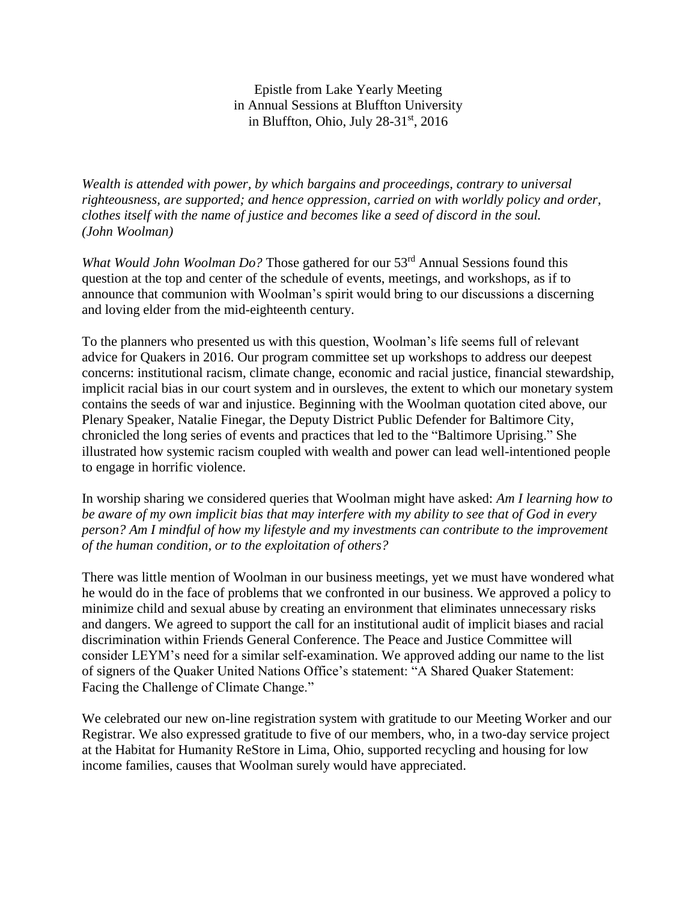Epistle from Lake Yearly Meeting
in Annual Sessions at Bluffton University
in Bluffton, Ohio, July 28-31st, 2016

*Wealth is attended with power, by which bargains and proceedings, contrary to universal righteousness, are supported; and hence oppression, carried on with worldly policy and order, clothes itself with the name of justice and becomes like a seed of discord in the soul. (John Woolman)*

*What Would John Woolman Do?* Those gathered for our 53rd Annual Sessions found this question at the top and center of the schedule of events, meetings, and workshops, as if to announce that communion with Woolman's spirit would bring to our discussions a discerning and loving elder from the mid-eighteenth century.

To the planners who presented us with this question, Woolman's life seems full of relevant advice for Quakers in 2016. Our program committee set up workshops to address our deepest concerns: institutional racism, climate change, economic and racial justice, financial stewardship, implicit racial bias in our court system and in oursleves, the extent to which our monetary system contains the seeds of war and injustice. Beginning with the Woolman quotation cited above, our Plenary Speaker, Natalie Finegar, the Deputy District Public Defender for Baltimore City, chronicled the long series of events and practices that led to the "Baltimore Uprising." She illustrated how systemic racism coupled with wealth and power can lead well-intentioned people to engage in horrific violence.

In worship sharing we considered queries that Woolman might have asked: *Am I learning how to be aware of my own implicit bias that may interfere with my ability to see that of God in every person? Am I mindful of how my lifestyle and my investments can contribute to the improvement of the human condition, or to the exploitation of others?*

There was little mention of Woolman in our business meetings, yet we must have wondered what he would do in the face of problems that we confronted in our business. We approved a policy to minimize child and sexual abuse by creating an environment that eliminates unnecessary risks and dangers. We agreed to support the call for an institutional audit of implicit biases and racial discrimination within Friends General Conference. The Peace and Justice Committee will consider LEYM's need for a similar self-examination. We approved adding our name to the list of signers of the Quaker United Nations Office's statement: "A Shared Quaker Statement: Facing the Challenge of Climate Change."

We celebrated our new on-line registration system with gratitude to our Meeting Worker and our Registrar. We also expressed gratitude to five of our members, who, in a two-day service project at the Habitat for Humanity ReStore in Lima, Ohio, supported recycling and housing for low income families, causes that Woolman surely would have appreciated.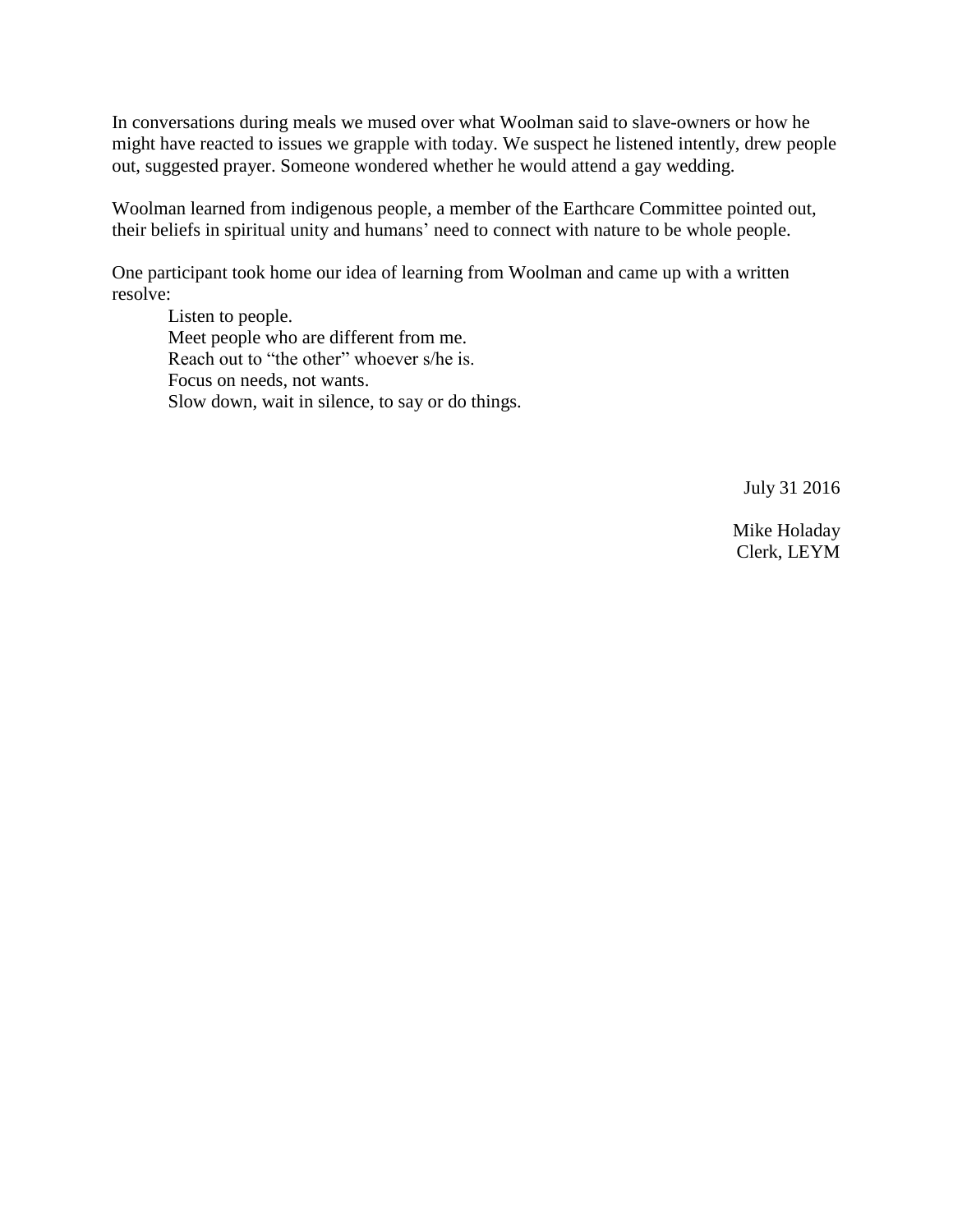In conversations during meals we mused over what Woolman said to slave-owners or how he might have reacted to issues we grapple with today. We suspect he listened intently, drew people out, suggested prayer. Someone wondered whether he would attend a gay wedding.

Woolman learned from indigenous people, a member of the Earthcare Committee pointed out, their beliefs in spiritual unity and humans' need to connect with nature to be whole people.

One participant took home our idea of learning from Woolman and came up with a written resolve:

> Listen to people.
> Meet people who are different from me.
> Reach out to "the other" whoever s/he is.
> Focus on needs, not wants.
> Slow down, wait in silence, to say or do things.

July 31 2016

Mike Holaday
Clerk, LEYM